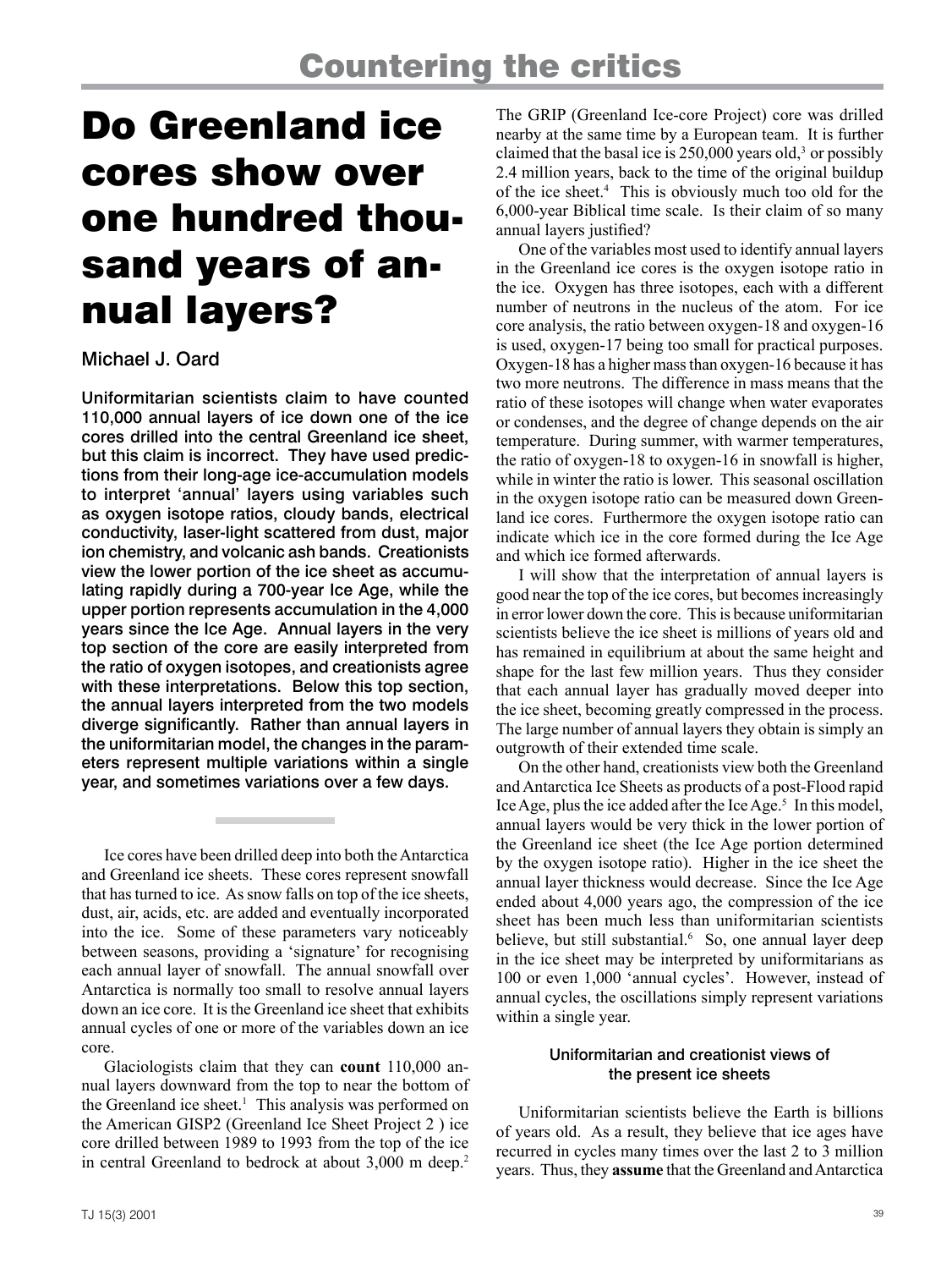## Countering the critics

# Do Greenland ice cores show over one hundred thousand years of annual layers?

Michael J. Oard

**Uniformitarian scientists claim to have counted 110,000 annual layers of ice down one of the ice cores drilled into the central Greenland ice sheet, but this claim is incorrect. They have used predictions from their long-age ice-accumulation models to interpret 'annual' layers using variables such as oxygen isotope ratios, cloudy bands, electrical conductivity, laser-light scattered from dust, major ion chemistry, and volcanic ash bands. Creationists view the lower portion of the ice sheet as accumulating rapidly during a 700-year Ice Age, while the upper portion represents accumulation in the 4,000 years since the Ice Age. Annual layers in the very top section of the core are easily interpreted from the ratio of oxygen isotopes, and creationists agree with these interpretations. Below this top section, the annual layers interpreted from the two models diverge significantly. Rather than annual layers in the uniformitarian model, the changes in the parameters represent multiple variations within a single year, and sometimes variations over a few days.**

Ice cores have been drilled deep into both the Antarctica and Greenland ice sheets. These cores represent snowfall that has turned to ice. As snow falls on top of the ice sheets, dust, air, acids, etc. are added and eventually incorporated into the ice. Some of these parameters vary noticeably between seasons, providing a 'signature' for recognising each annual layer of snowfall. The annual snowfall over Antarctica is normally too small to resolve annual layers down an ice core. It is the Greenland ice sheet that exhibits annual cycles of one or more of the variables down an ice core.

Glaciologists claim that they can **count** 110,000 annual layers downward from the top to near the bottom of the Greenland ice sheet.[1] This analysis was performed on the American GISP2 (Greenland Ice Sheet Project 2 ) ice core drilled between 1989 to 1993 from the top of the ice in central Greenland to bedrock at about 3,000 m deep.[2] The GRIP (Greenland Ice-core Project) core was drilled nearby at the same time by a European team. It is further claimed that the basal ice is 250,000 years old,[3] or possibly 2.4 million years, back to the time of the original buildup of the ice sheet.[4] This is obviously much too old for the 6,000-year Biblical time scale. Is their claim of so many annual layers justified?

One of the variables most used to identify annual layers in the Greenland ice cores is the oxygen isotope ratio in the ice. Oxygen has three isotopes, each with a different number of neutrons in the nucleus of the atom. For ice core analysis, the ratio between oxygen-18 and oxygen-16 is used, oxygen-17 being too small for practical purposes. Oxygen-18 has a higher mass than oxygen-16 because it has two more neutrons. The difference in mass means that the ratio of these isotopes will change when water evaporates or condenses, and the degree of change depends on the air temperature. During summer, with warmer temperatures, the ratio of oxygen-18 to oxygen-16 in snowfall is higher, while in winter the ratio is lower. This seasonal oscillation in the oxygen isotope ratio can be measured down Greenland ice cores. Furthermore the oxygen isotope ratio can indicate which ice in the core formed during the Ice Age and which ice formed afterwards.

I will show that the interpretation of annual layers is good near the top of the ice cores, but becomes increasingly in error lower down the core. This is because uniformitarian scientists believe the ice sheet is millions of years old and has remained in equilibrium at about the same height and shape for the last few million years. Thus they consider that each annual layer has gradually moved deeper into the ice sheet, becoming greatly compressed in the process. The large number of annual layers they obtain is simply an outgrowth of their extended time scale.

On the other hand, creationists view both the Greenland and Antarctica Ice Sheets as products of a post-Flood rapid Ice Age, plus the ice added after the Ice Age.[5] In this model, annual layers would be very thick in the lower portion of the Greenland ice sheet (the Ice Age portion determined by the oxygen isotope ratio). Higher in the ice sheet the annual layer thickness would decrease. Since the Ice Age ended about 4,000 years ago, the compression of the ice sheet has been much less than uniformitarian scientists believe, but still substantial.[6] So, one annual layer deep in the ice sheet may be interpreted by uniformitarians as 100 or even 1,000 'annual cycles'. However, instead of annual cycles, the oscillations simply represent variations within a single year.

### Uniformitarian and creationist views of the present ice sheets

Uniformitarian scientists believe the Earth is billions of years old. As a result, they believe that ice ages have recurred in cycles many times over the last 2 to 3 million years. Thus, they **assume** that the Greenland and Antarctica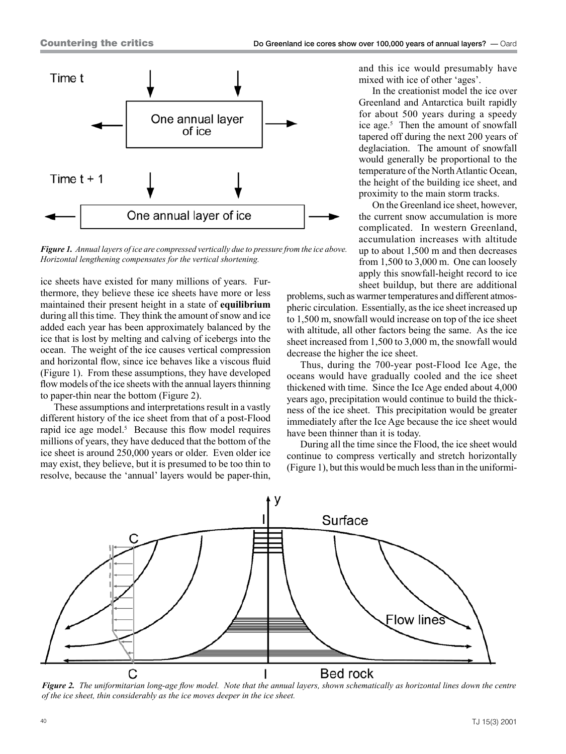*Figure 1. Annual layers of ice are compressed vertically due to pressure from the ice above. Horizontal lengthening compensates for the vertical shortening.*

ice sheets have existed for many millions of years. Furthermore, they believe these ice sheets have more or less maintained their present height in a state of **equilibrium** during all this time. They think the amount of snow and ice added each year has been approximately balanced by the ice that is lost by melting and calving of icebergs into the ocean. The weight of the ice causes vertical compression and horizontal flow, since ice behaves like a viscous fluid (Figure 1). From these assumptions, they have developed flow models of the ice sheets with the annual layers thinning to paper-thin near the bottom (Figure 2).

These assumptions and interpretations result in a vastly different history of the ice sheet from that of a post-Flood rapid ice age model.[5] Because this flow model requires millions of years, they have deduced that the bottom of the ice sheet is around 250,000 years or older. Even older ice may exist, they believe, but it is presumed to be too thin to resolve, because the 'annual' layers would be paper-thin, and this ice would presumably have mixed with ice of other 'ages'.

In the creationist model the ice over Greenland and Antarctica built rapidly for about 500 years during a speedy ice age.[5] Then the amount of snowfall tapered off during the next 200 years of deglaciation. The amount of snowfall would generally be proportional to the temperature of the North Atlantic Ocean, the height of the building ice sheet, and proximity to the main storm tracks.

On the Greenland ice sheet, however, the current snow accumulation is more complicated. In western Greenland, accumulation increases with altitude up to about 1,500 m and then decreases from 1,500 to 3,000 m. One can loosely apply this snowfall-height record to ice sheet buildup, but there are additional problems, such as warmer temperatures and different atmospheric circulation. Essentially, as the ice sheet increased up to 1,500 m, snowfall would increase on top of the ice sheet with altitude, all other factors being the same. As the ice sheet increased from 1,500 to 3,000 m, the snowfall would decrease the higher the ice sheet.

Thus, during the 700-year post-Flood Ice Age, the oceans would have gradually cooled and the ice sheet thickened with time. Since the Ice Age ended about 4,000 years ago, precipitation would continue to build the thickness of the ice sheet. This precipitation would be greater immediately after the Ice Age because the ice sheet would have been thinner than it is today.

During all the time since the Flood, the ice sheet would continue to compress vertically and stretch horizontally (Figure 1), but this would be much less than in the uniformi-

*Figure 2. The uniformitarian long-age flow model. Note that the annual layers, shown schematically as horizontal lines down the centre of the ice sheet, thin considerably as the ice moves deeper in the ice sheet.*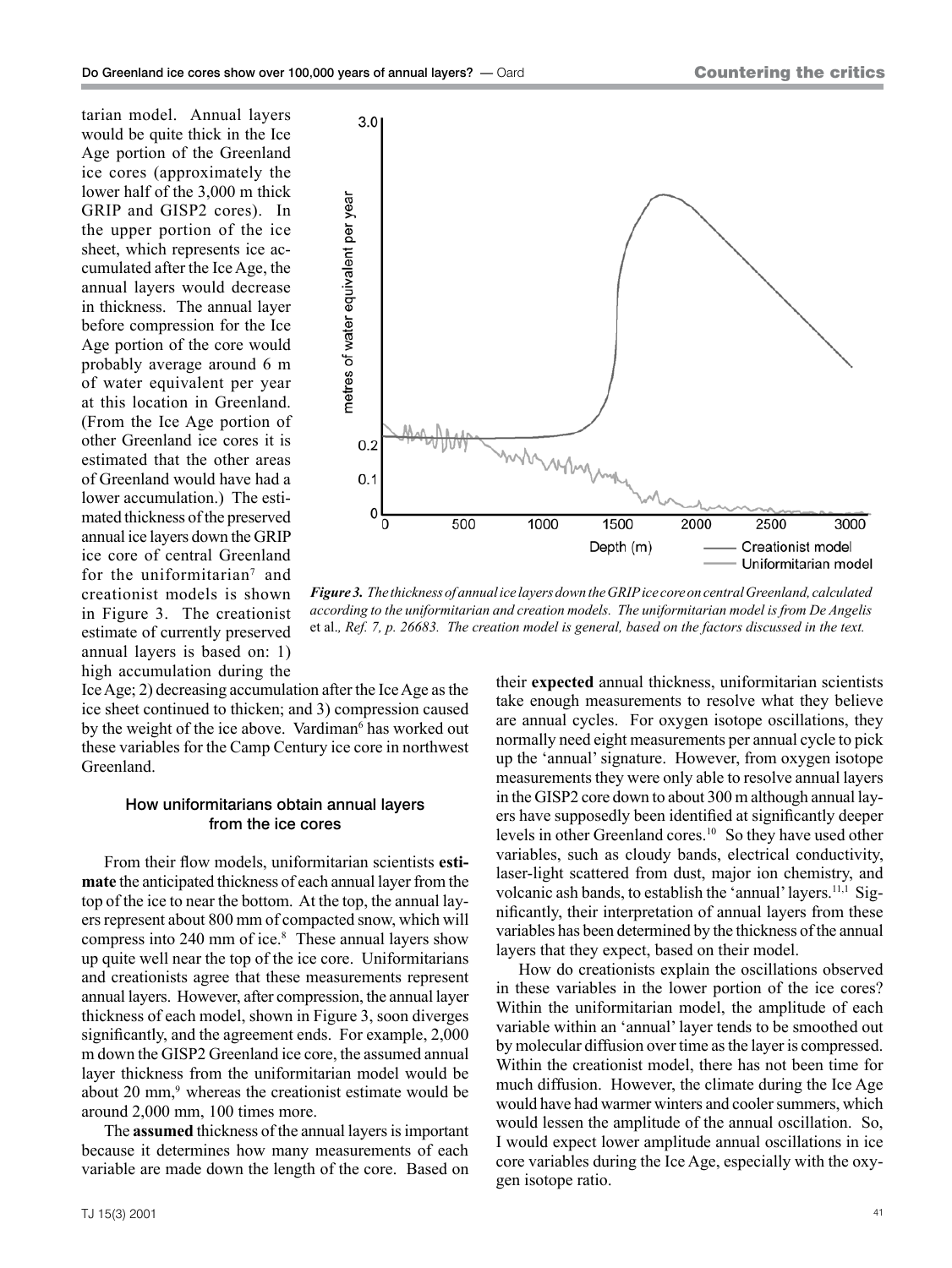tarian model. Annual layers would be quite thick in the Ice Age portion of the Greenland ice cores (approximately the lower half of the 3,000 m thick GRIP and GISP2 cores). In the upper portion of the ice sheet, which represents ice accumulated after the Ice Age, the annual layers would decrease in thickness. The annual layer before compression for the Ice Age portion of the core would probably average around 6 m of water equivalent per year at this location in Greenland. (From the Ice Age portion of other Greenland ice cores it is estimated that the other areas of Greenland would have had a lower accumulation.) The estimated thickness of the preserved annual ice layers down the GRIP ice core of central Greenland for the uniformitarian[7] and creationist models is shown in Figure 3. The creationist estimate of currently preserved annual layers is based on: 1) high accumulation during the Ice Age; 2) decreasing accumulation after the Ice Age as the ice sheet continued to thicken; and 3) compression caused by the weight of the ice above. Vardiman[6] has worked out these variables for the Camp Century ice core in northwest Greenland.

***Figure 3.*** *The thickness of annual ice layers down the GRIP ice core on central Greenland, calculated according to the uniformitarian and creation models. The uniformitarian model is from De Angelis* et al.*, Ref. 7, p. 26683. The creation model is general, based on the factors discussed in the text.*

## How uniformitarians obtain annual layers from the ice cores

From their flow models, uniformitarian scientists **estimate** the anticipated thickness of each annual layer from the top of the ice to near the bottom. At the top, the annual layers represent about 800 mm of compacted snow, which will compress into 240 mm of ice.[8] These annual layers show up quite well near the top of the ice core. Uniformitarians and creationists agree that these measurements represent annual layers. However, after compression, the annual layer thickness of each model, shown in Figure 3, soon diverges significantly, and the agreement ends. For example, 2,000 m down the GISP2 Greenland ice core, the assumed annual layer thickness from the uniformitarian model would be about 20 mm,[9] whereas the creationist estimate would be around 2,000 mm, 100 times more.

The **assumed** thickness of the annual layers is important because it determines how many measurements of each variable are made down the length of the core. Based on their **expected** annual thickness, uniformitarian scientists take enough measurements to resolve what they believe are annual cycles. For oxygen isotope oscillations, they normally need eight measurements per annual cycle to pick up the 'annual' signature. However, from oxygen isotope measurements they were only able to resolve annual layers in the GISP2 core down to about 300 m although annual layers have supposedly been identified at significantly deeper levels in other Greenland cores.[10] So they have used other variables, such as cloudy bands, electrical conductivity, laser-light scattered from dust, major ion chemistry, and volcanic ash bands, to establish the 'annual' layers.[11,1] Significantly, their interpretation of annual layers from these variables has been determined by the thickness of the annual layers that they expect, based on their model.

How do creationists explain the oscillations observed in these variables in the lower portion of the ice cores? Within the uniformitarian model, the amplitude of each variable within an 'annual' layer tends to be smoothed out by molecular diffusion over time as the layer is compressed. Within the creationist model, there has not been time for much diffusion. However, the climate during the Ice Age would have had warmer winters and cooler summers, which would lessen the amplitude of the annual oscillation. So, I would expect lower amplitude annual oscillations in ice core variables during the Ice Age, especially with the oxygen isotope ratio.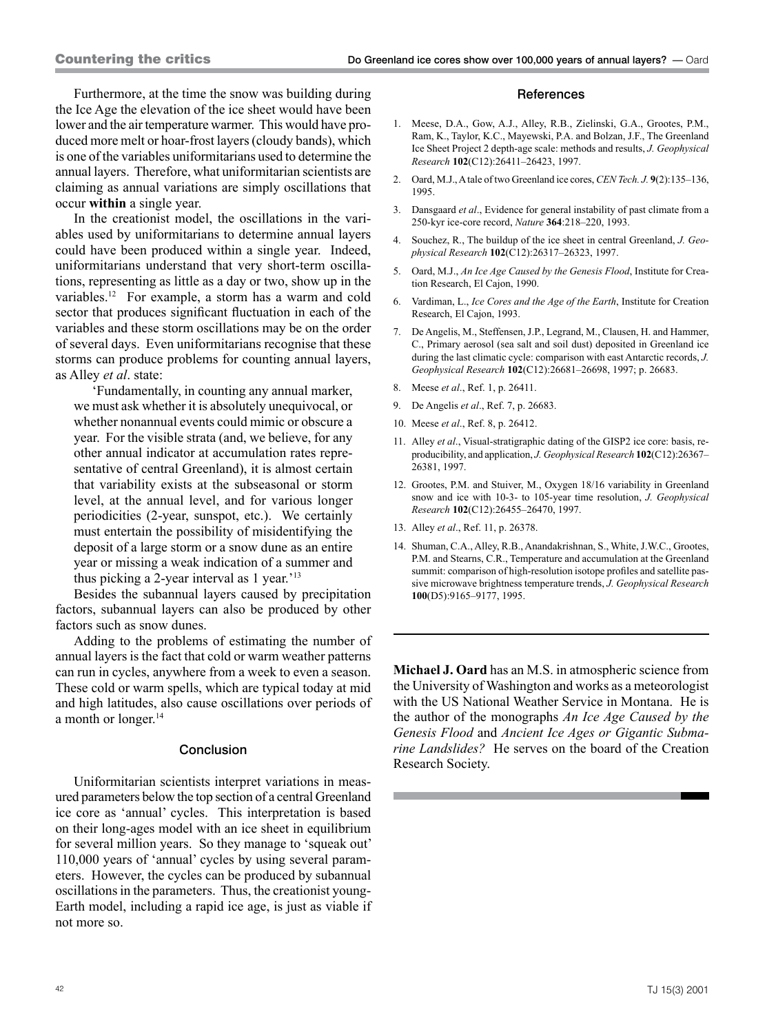Furthermore, at the time the snow was building during the Ice Age the elevation of the ice sheet would have been lower and the air temperature warmer. This would have produced more melt or hoar-frost layers (cloudy bands), which is one of the variables uniformitarians used to determine the annual layers. Therefore, what uniformitarian scientists are claiming as annual variations are simply oscillations that occur **within** a single year.

In the creationist model, the oscillations in the variables used by uniformitarians to determine annual layers could have been produced within a single year. Indeed, uniformitarians understand that very short-term oscillations, representing as little as a day or two, show up in the variables.[12] For example, a storm has a warm and cold sector that produces significant fluctuation in each of the variables and these storm oscillations may be on the order of several days. Even uniformitarians recognise that these storms can produce problems for counting annual layers, as Alley *et al*. state:

> 'Fundamentally, in counting any annual marker, we must ask whether it is absolutely unequivocal, or whether nonannual events could mimic or obscure a year. For the visible strata (and, we believe, for any other annual indicator at accumulation rates representative of central Greenland), it is almost certain that variability exists at the subseasonal or storm level, at the annual level, and for various longer periodicities (2-year, sunspot, etc.). We certainly must entertain the possibility of misidentifying the deposit of a large storm or a snow dune as an entire year or missing a weak indication of a summer and thus picking a 2-year interval as 1 year.'[13]

Besides the subannual layers caused by precipitation factors, subannual layers can also be produced by other factors such as snow dunes.

Adding to the problems of estimating the number of annual layers is the fact that cold or warm weather patterns can run in cycles, anywhere from a week to even a season. These cold or warm spells, which are typical today at mid and high latitudes, also cause oscillations over periods of a month or longer.[14]

## Conclusion

Uniformitarian scientists interpret variations in measured parameters below the top section of a central Greenland ice core as 'annual' cycles. This interpretation is based on their long-ages model with an ice sheet in equilibrium for several million years. So they manage to 'squeak out' 110,000 years of 'annual' cycles by using several parameters. However, the cycles can be produced by subannual oscillations in the parameters. Thus, the creationist young-Earth model, including a rapid ice age, is just as viable if not more so.

## References

1. Meese, D.A., Gow, A.J., Alley, R.B., Zielinski, G.A., Grootes, P.M., Ram, K., Taylor, K.C., Mayewski, P.A. and Bolzan, J.F., The Greenland Ice Sheet Project 2 depth-age scale: methods and results, *J. Geophysical Research* **102**(C12):26411–26423, 1997.
2. Oard, M.J., A tale of two Greenland ice cores, *CEN Tech. J.* **9**(2):135–136, 1995.
3. Dansgaard *et al*., Evidence for general instability of past climate from a 250-kyr ice-core record, *Nature* **364**:218–220, 1993.
4. Souchez, R., The buildup of the ice sheet in central Greenland, *J. Geophysical Research* **102**(C12):26317–26323, 1997.
5. Oard, M.J., *An Ice Age Caused by the Genesis Flood*, Institute for Creation Research, El Cajon, 1990.
6. Vardiman, L., *Ice Cores and the Age of the Earth*, Institute for Creation Research, El Cajon, 1993.
7. De Angelis, M., Steffensen, J.P., Legrand, M., Clausen, H. and Hammer, C., Primary aerosol (sea salt and soil dust) deposited in Greenland ice during the last climatic cycle: comparison with east Antarctic records, *J. Geophysical Research* **102**(C12):26681–26698, 1997; p. 26683.
8. Meese *et al*., Ref. 1, p. 26411.
9. De Angelis *et al*., Ref. 7, p. 26683.
10. Meese *et al*., Ref. 8, p. 26412.
11. Alley *et al*., Visual-stratigraphic dating of the GISP2 ice core: basis, reproducibility, and application, *J. Geophysical Research* **102**(C12):26367–26381, 1997.
12. Grootes, P.M. and Stuiver, M., Oxygen 18/16 variability in Greenland snow and ice with 10-3- to 105-year time resolution, *J. Geophysical Research* **102**(C12):26455–26470, 1997.
13. Alley *et al*., Ref. 11, p. 26378.
14. Shuman, C.A., Alley, R.B., Anandakrishnan, S., White, J.W.C., Grootes, P.M. and Stearns, C.R., Temperature and accumulation at the Greenland summit: comparison of high-resolution isotope profiles and satellite passive microwave brightness temperature trends, *J. Geophysical Research* **100**(D5):9165–9177, 1995.

---

**Michael J. Oard** has an M.S. in atmospheric science from the University of Washington and works as a meteorologist with the US National Weather Service in Montana. He is the author of the monographs *An Ice Age Caused by the Genesis Flood* and *Ancient Ice Ages or Gigantic Submarine Landslides?* He serves on the board of the Creation Research Society.